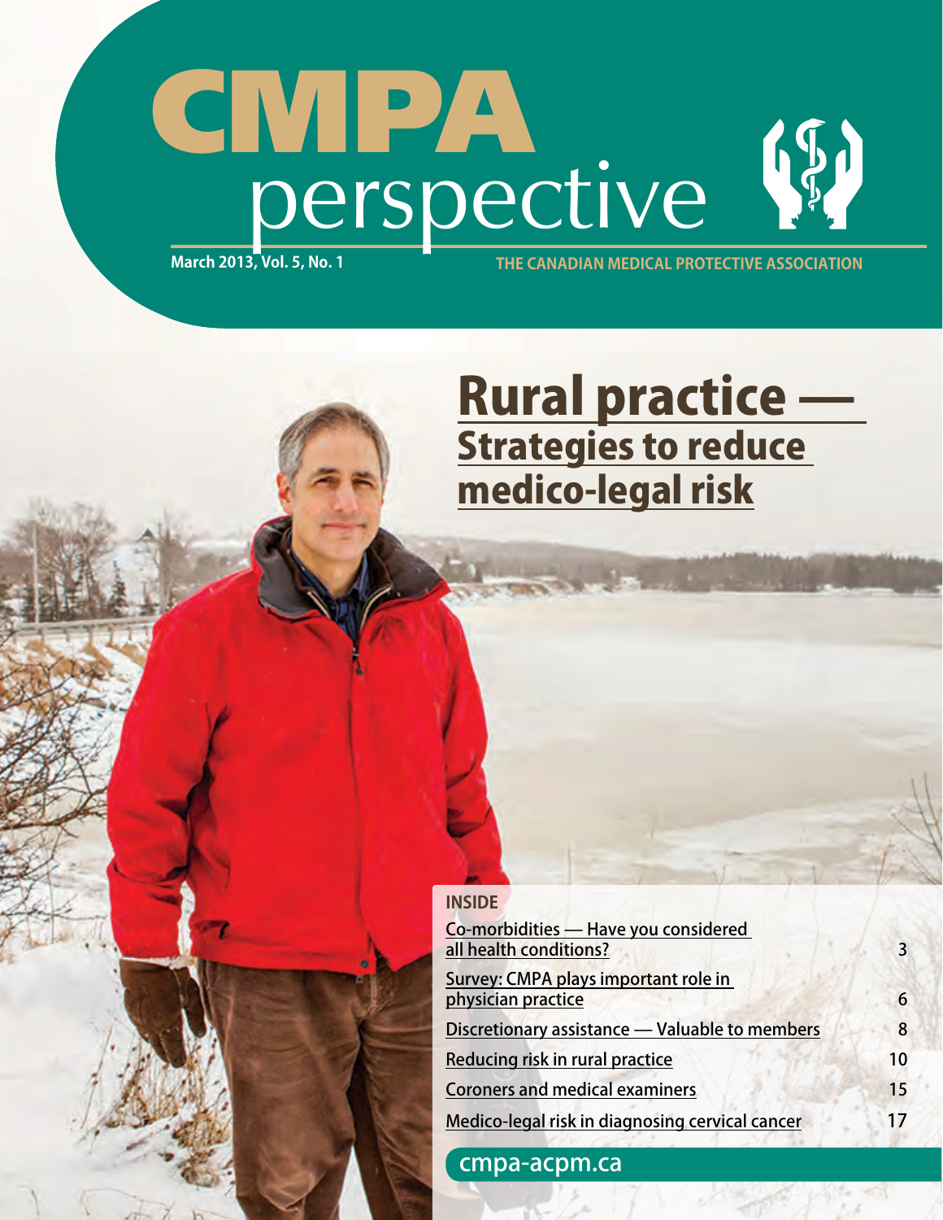# CMPA perspective

March 2013, Vol. 5, No. 1

THE CANADIAN MEDICAL PROTECTIVE ASSOCIATION

## Rural practice — Strategies to reduce medico-legal risk

### INSIDE

| | |
|---|---|
| Co-morbidities — Have you considered all health conditions? | 3 |
| Survey: CMPA plays important role in physician practice | 6 |
| Discretionary assistance — Valuable to members | 8 |
| Reducing risk in rural practice | 10 |
| Coroners and medical examiners | 15 |
| Medico-legal risk in diagnosing cervical cancer | 17 |

cmpa-acpm.ca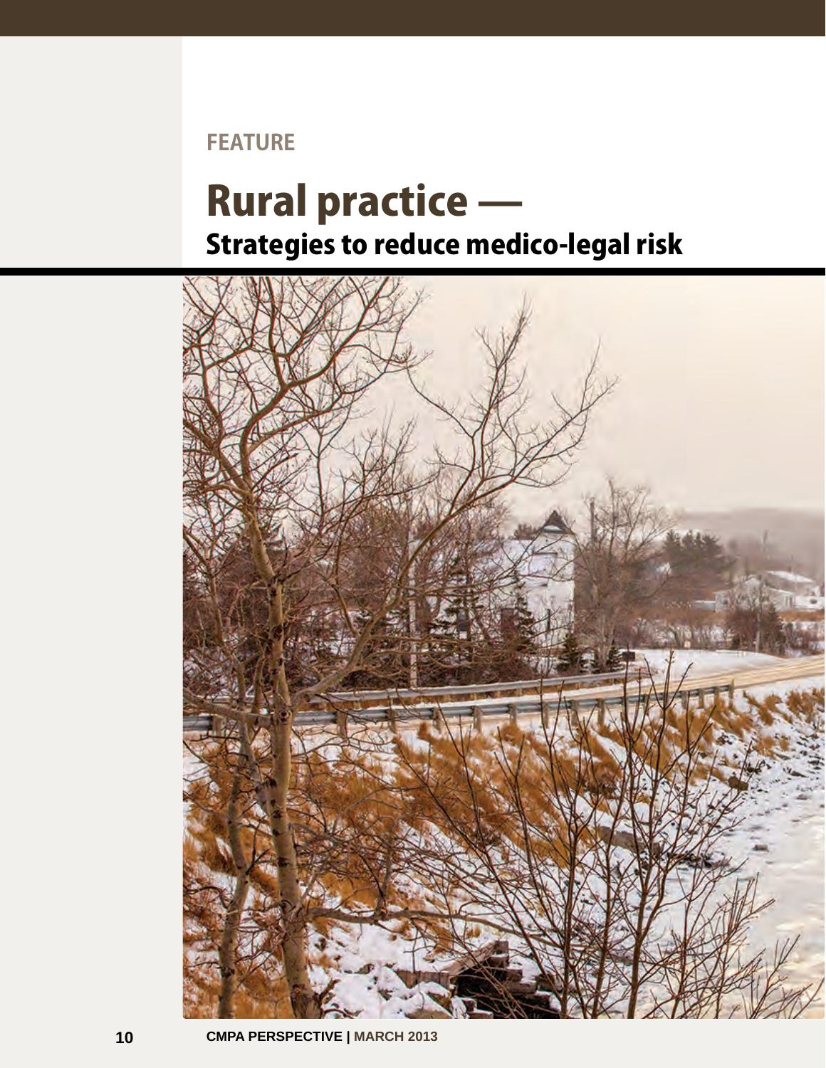FEATURE

# Rural practice —

## Strategies to reduce medico-legal risk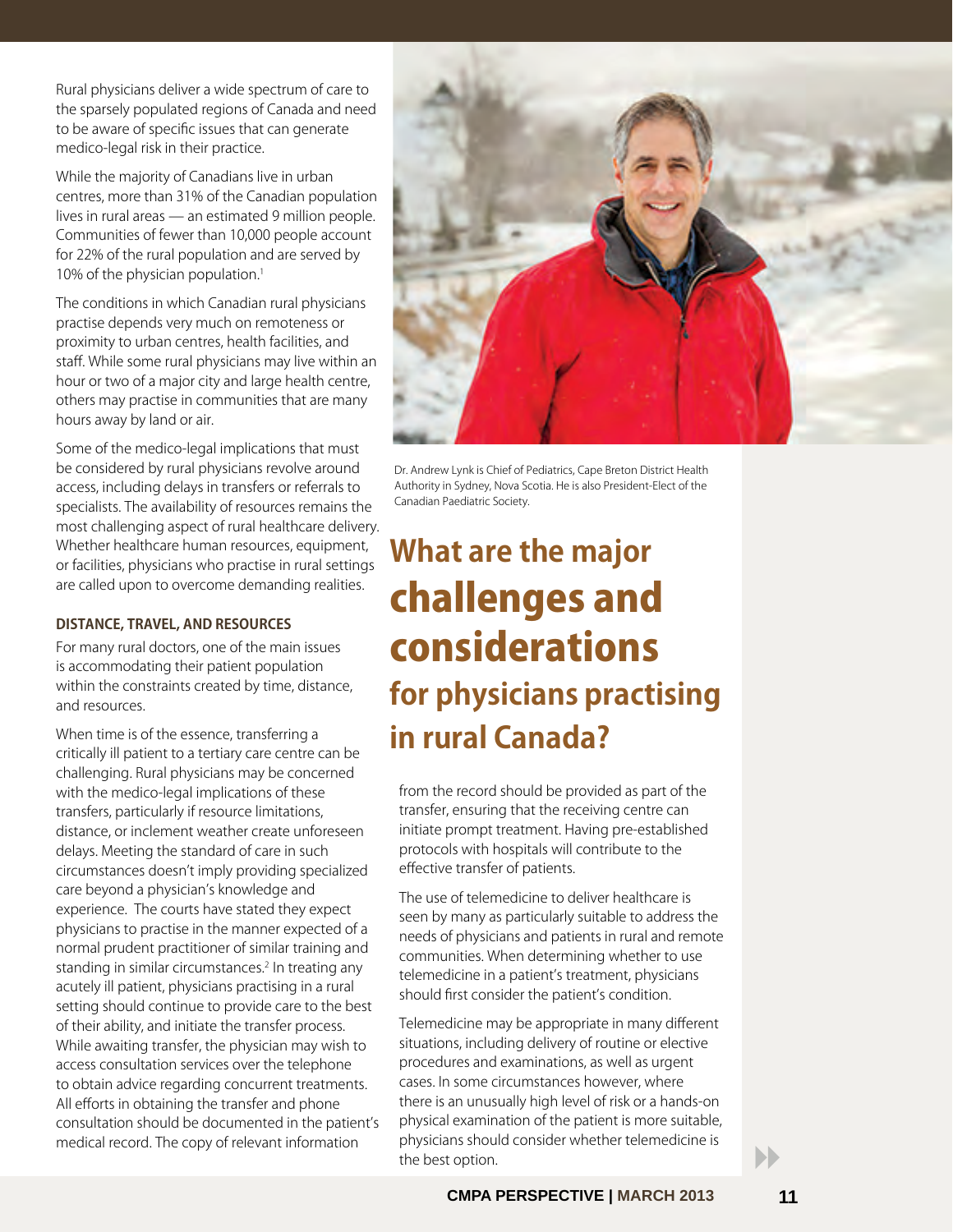# What are the major challenges and considerations for physicians practising in rural Canada?

Dr. Andrew Lynk is Chief of Pediatrics, Cape Breton District Health Authority in Sydney, Nova Scotia. He is also President-Elect of the Canadian Paediatric Society.

Rural physicians deliver a wide spectrum of care to the sparsely populated regions of Canada and need to be aware of specific issues that can generate medico-legal risk in their practice.

While the majority of Canadians live in urban centres, more than 31% of the Canadian population lives in rural areas — an estimated 9 million people. Communities of fewer than 10,000 people account for 22% of the rural population and are served by 10% of the physician population.[1]

The conditions in which Canadian rural physicians practise depends very much on remoteness or proximity to urban centres, health facilities, and staff. While some rural physicians may live within an hour or two of a major city and large health centre, others may practise in communities that are many hours away by land or air.

Some of the medico-legal implications that must be considered by rural physicians revolve around access, including delays in transfers or referrals to specialists. The availability of resources remains the most challenging aspect of rural healthcare delivery. Whether healthcare human resources, equipment, or facilities, physicians who practise in rural settings are called upon to overcome demanding realities.

### DISTANCE, TRAVEL, AND RESOURCES

For many rural doctors, one of the main issues is accommodating their patient population within the constraints created by time, distance, and resources.

When time is of the essence, transferring a critically ill patient to a tertiary care centre can be challenging. Rural physicians may be concerned with the medico-legal implications of these transfers, particularly if resource limitations, distance, or inclement weather create unforeseen delays. Meeting the standard of care in such circumstances doesn't imply providing specialized care beyond a physician's knowledge and experience. The courts have stated they expect physicians to practise in the manner expected of a normal prudent practitioner of similar training and standing in similar circumstances.[2] In treating any acutely ill patient, physicians practising in a rural setting should continue to provide care to the best of their ability, and initiate the transfer process. While awaiting transfer, the physician may wish to access consultation services over the telephone to obtain advice regarding concurrent treatments. All efforts in obtaining the transfer and phone consultation should be documented in the patient's medical record. The copy of relevant information from the record should be provided as part of the transfer, ensuring that the receiving centre can initiate prompt treatment. Having pre-established protocols with hospitals will contribute to the effective transfer of patients.

The use of telemedicine to deliver healthcare is seen by many as particularly suitable to address the needs of physicians and patients in rural and remote communities. When determining whether to use telemedicine in a patient's treatment, physicians should first consider the patient's condition.

Telemedicine may be appropriate in many different situations, including delivery of routine or elective procedures and examinations, as well as urgent cases. In some circumstances however, where there is an unusually high level of risk or a hands-on physical examination of the patient is more suitable, physicians should consider whether telemedicine is the best option.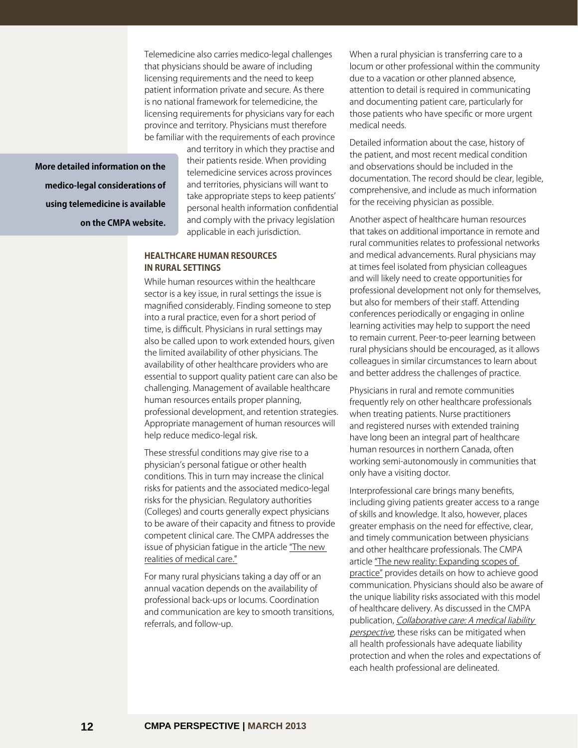Telemedicine also carries medico-legal challenges that physicians should be aware of including licensing requirements and the need to keep patient information private and secure. As there is no national framework for telemedicine, the licensing requirements for physicians vary for each province and territory. Physicians must therefore be familiar with the requirements of each province and territory in which they practise and their patients reside. When providing telemedicine services across provinces and territories, physicians will want to take appropriate steps to keep patients' personal health information confidential and comply with the privacy legislation applicable in each jurisdiction.

**More detailed information on the medico-legal considerations of using telemedicine is available on the CMPA website.**

### HEALTHCARE HUMAN RESOURCES IN RURAL SETTINGS

While human resources within the healthcare sector is a key issue, in rural settings the issue is magnified considerably. Finding someone to step into a rural practice, even for a short period of time, is difficult. Physicians in rural settings may also be called upon to work extended hours, given the limited availability of other physicians. The availability of other healthcare providers who are essential to support quality patient care can also be challenging. Management of available healthcare human resources entails proper planning, professional development, and retention strategies. Appropriate management of human resources will help reduce medico-legal risk.

These stressful conditions may give rise to a physician's personal fatigue or other health conditions. This in turn may increase the clinical risks for patients and the associated medico-legal risks for the physician. Regulatory authorities (Colleges) and courts generally expect physicians to be aware of their capacity and fitness to provide competent clinical care. The CMPA addresses the issue of physician fatigue in the article "The new realities of medical care."

For many rural physicians taking a day off or an annual vacation depends on the availability of professional back-ups or locums. Coordination and communication are key to smooth transitions, referrals, and follow-up.

When a rural physician is transferring care to a locum or other professional within the community due to a vacation or other planned absence, attention to detail is required in communicating and documenting patient care, particularly for those patients who have specific or more urgent medical needs.

Detailed information about the case, history of the patient, and most recent medical condition and observations should be included in the documentation. The record should be clear, legible, comprehensive, and include as much information for the receiving physician as possible.

Another aspect of healthcare human resources that takes on additional importance in remote and rural communities relates to professional networks and medical advancements. Rural physicians may at times feel isolated from physician colleagues and will likely need to create opportunities for professional development not only for themselves, but also for members of their staff. Attending conferences periodically or engaging in online learning activities may help to support the need to remain current. Peer-to-peer learning between rural physicians should be encouraged, as it allows colleagues in similar circumstances to learn about and better address the challenges of practice.

Physicians in rural and remote communities frequently rely on other healthcare professionals when treating patients. Nurse practitioners and registered nurses with extended training have long been an integral part of healthcare human resources in northern Canada, often working semi-autonomously in communities that only have a visiting doctor.

Interprofessional care brings many benefits, including giving patients greater access to a range of skills and knowledge. It also, however, places greater emphasis on the need for effective, clear, and timely communication between physicians and other healthcare professionals. The CMPA article "The new reality: Expanding scopes of practice" provides details on how to achieve good communication. Physicians should also be aware of the unique liability risks associated with this model of healthcare delivery. As discussed in the CMPA publication, *Collaborative care: A medical liability perspective*, these risks can be mitigated when all health professionals have adequate liability protection and when the roles and expectations of each health professional are delineated.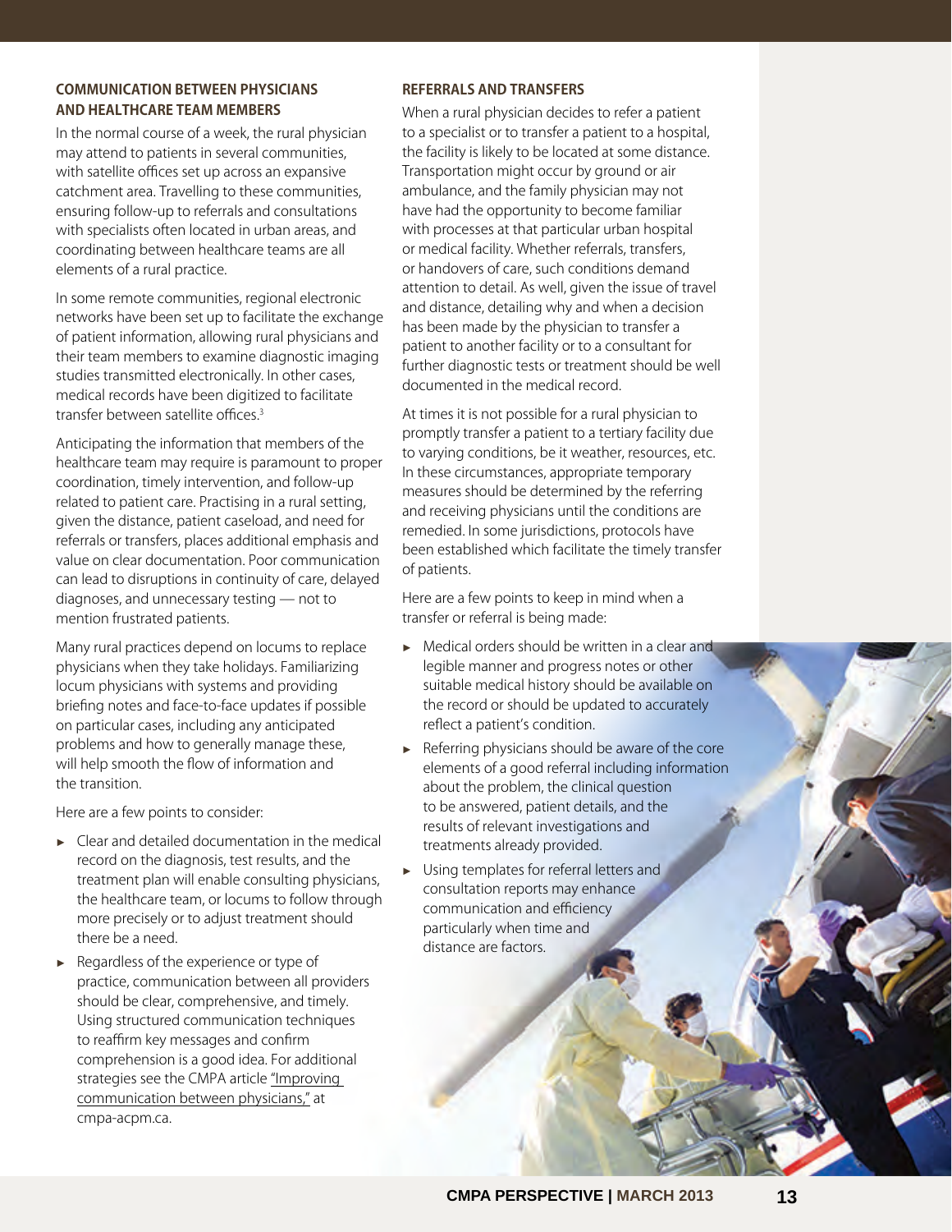## COMMUNICATION BETWEEN PHYSICIANS AND HEALTHCARE TEAM MEMBERS

In the normal course of a week, the rural physician may attend to patients in several communities, with satellite offices set up across an expansive catchment area. Travelling to these communities, ensuring follow-up to referrals and consultations with specialists often located in urban areas, and coordinating between healthcare teams are all elements of a rural practice.

In some remote communities, regional electronic networks have been set up to facilitate the exchange of patient information, allowing rural physicians and their team members to examine diagnostic imaging studies transmitted electronically. In other cases, medical records have been digitized to facilitate transfer between satellite offices.[3]

Anticipating the information that members of the healthcare team may require is paramount to proper coordination, timely intervention, and follow-up related to patient care. Practising in a rural setting, given the distance, patient caseload, and need for referrals or transfers, places additional emphasis and value on clear documentation. Poor communication can lead to disruptions in continuity of care, delayed diagnoses, and unnecessary testing — not to mention frustrated patients.

Many rural practices depend on locums to replace physicians when they take holidays. Familiarizing locum physicians with systems and providing briefing notes and face-to-face updates if possible on particular cases, including any anticipated problems and how to generally manage these, will help smooth the flow of information and the transition.

Here are a few points to consider:

- Clear and detailed documentation in the medical record on the diagnosis, test results, and the treatment plan will enable consulting physicians, the healthcare team, or locums to follow through more precisely or to adjust treatment should there be a need.
- Regardless of the experience or type of practice, communication between all providers should be clear, comprehensive, and timely. Using structured communication techniques to reaffirm key messages and confirm comprehension is a good idea. For additional strategies see the CMPA article "Improving communication between physicians," at cmpa-acpm.ca.

## REFERRALS AND TRANSFERS

When a rural physician decides to refer a patient to a specialist or to transfer a patient to a hospital, the facility is likely to be located at some distance. Transportation might occur by ground or air ambulance, and the family physician may not have had the opportunity to become familiar with processes at that particular urban hospital or medical facility. Whether referrals, transfers, or handovers of care, such conditions demand attention to detail. As well, given the issue of travel and distance, detailing why and when a decision has been made by the physician to transfer a patient to another facility or to a consultant for further diagnostic tests or treatment should be well documented in the medical record.

At times it is not possible for a rural physician to promptly transfer a patient to a tertiary facility due to varying conditions, be it weather, resources, etc. In these circumstances, appropriate temporary measures should be determined by the referring and receiving physicians until the conditions are remedied. In some jurisdictions, protocols have been established which facilitate the timely transfer of patients.

Here are a few points to keep in mind when a transfer or referral is being made:

- Medical orders should be written in a clear and legible manner and progress notes or other suitable medical history should be available on the record or should be updated to accurately reflect a patient's condition.
- Referring physicians should be aware of the core elements of a good referral including information about the problem, the clinical question to be answered, patient details, and the results of relevant investigations and treatments already provided.
- Using templates for referral letters and consultation reports may enhance communication and efficiency particularly when time and distance are factors.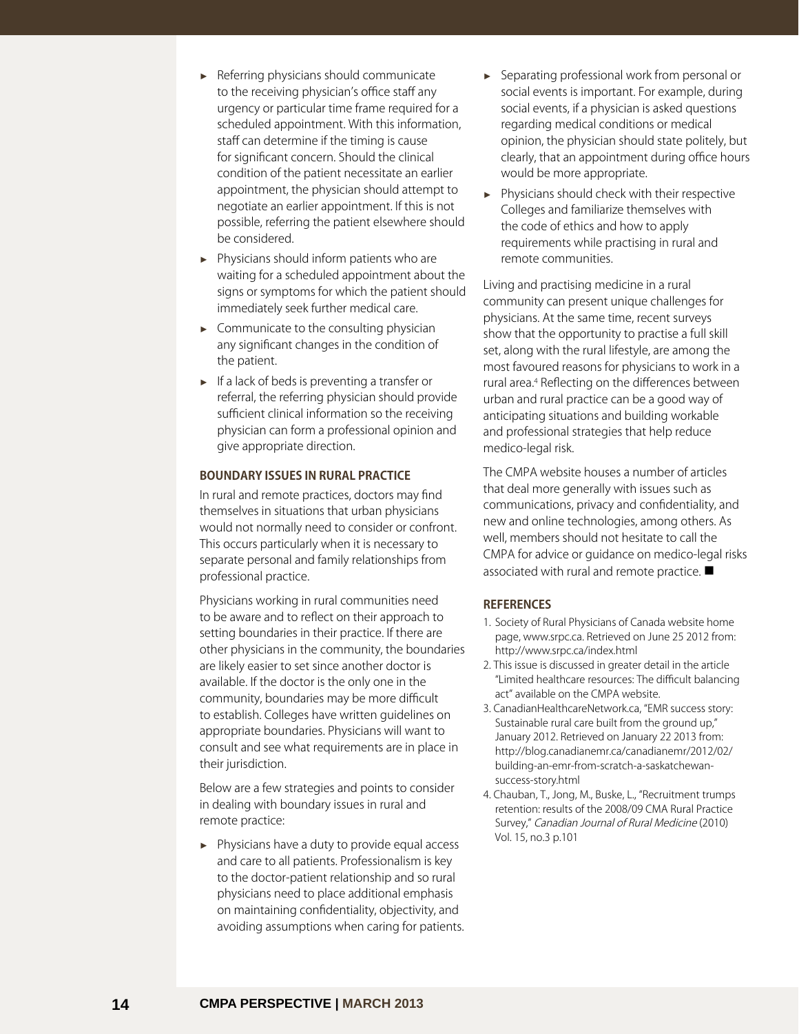- Referring physicians should communicate to the receiving physician's office staff any urgency or particular time frame required for a scheduled appointment. With this information, staff can determine if the timing is cause for significant concern. Should the clinical condition of the patient necessitate an earlier appointment, the physician should attempt to negotiate an earlier appointment. If this is not possible, referring the patient elsewhere should be considered.
- Physicians should inform patients who are waiting for a scheduled appointment about the signs or symptoms for which the patient should immediately seek further medical care.
- Communicate to the consulting physician any significant changes in the condition of the patient.
- If a lack of beds is preventing a transfer or referral, the referring physician should provide sufficient clinical information so the receiving physician can form a professional opinion and give appropriate direction.

### BOUNDARY ISSUES IN RURAL PRACTICE

In rural and remote practices, doctors may find themselves in situations that urban physicians would not normally need to consider or confront. This occurs particularly when it is necessary to separate personal and family relationships from professional practice.

Physicians working in rural communities need to be aware and to reflect on their approach to setting boundaries in their practice. If there are other physicians in the community, the boundaries are likely easier to set since another doctor is available. If the doctor is the only one in the community, boundaries may be more difficult to establish. Colleges have written guidelines on appropriate boundaries. Physicians will want to consult and see what requirements are in place in their jurisdiction.

Below are a few strategies and points to consider in dealing with boundary issues in rural and remote practice:

- Physicians have a duty to provide equal access and care to all patients. Professionalism is key to the doctor-patient relationship and so rural physicians need to place additional emphasis on maintaining confidentiality, objectivity, and avoiding assumptions when caring for patients.
- Separating professional work from personal or social events is important. For example, during social events, if a physician is asked questions regarding medical conditions or medical opinion, the physician should state politely, but clearly, that an appointment during office hours would be more appropriate.
- Physicians should check with their respective Colleges and familiarize themselves with the code of ethics and how to apply requirements while practising in rural and remote communities.

Living and practising medicine in a rural community can present unique challenges for physicians. At the same time, recent surveys show that the opportunity to practise a full skill set, along with the rural lifestyle, are among the most favoured reasons for physicians to work in a rural area.[4] Reflecting on the differences between urban and rural practice can be a good way of anticipating situations and building workable and professional strategies that help reduce medico-legal risk.

The CMPA website houses a number of articles that deal more generally with issues such as communications, privacy and confidentiality, and new and online technologies, among others. As well, members should not hesitate to call the CMPA for advice or guidance on medico-legal risks associated with rural and remote practice. ■

### REFERENCES

1. Society of Rural Physicians of Canada website home page, www.srpc.ca. Retrieved on June 25 2012 from: http://www.srpc.ca/index.html
2. This issue is discussed in greater detail in the article "Limited healthcare resources: The difficult balancing act" available on the CMPA website.
3. CanadianHealthcareNetwork.ca, "EMR success story: Sustainable rural care built from the ground up," January 2012. Retrieved on January 22 2013 from: http://blog.canadianemr.ca/canadianemr/2012/02/building-an-emr-from-scratch-a-saskatchewan-success-story.html
4. Chauban, T., Jong, M., Buske, L., "Recruitment trumps retention: results of the 2008/09 CMA Rural Practice Survey," *Canadian Journal of Rural Medicine* (2010) Vol. 15, no.3 p.101